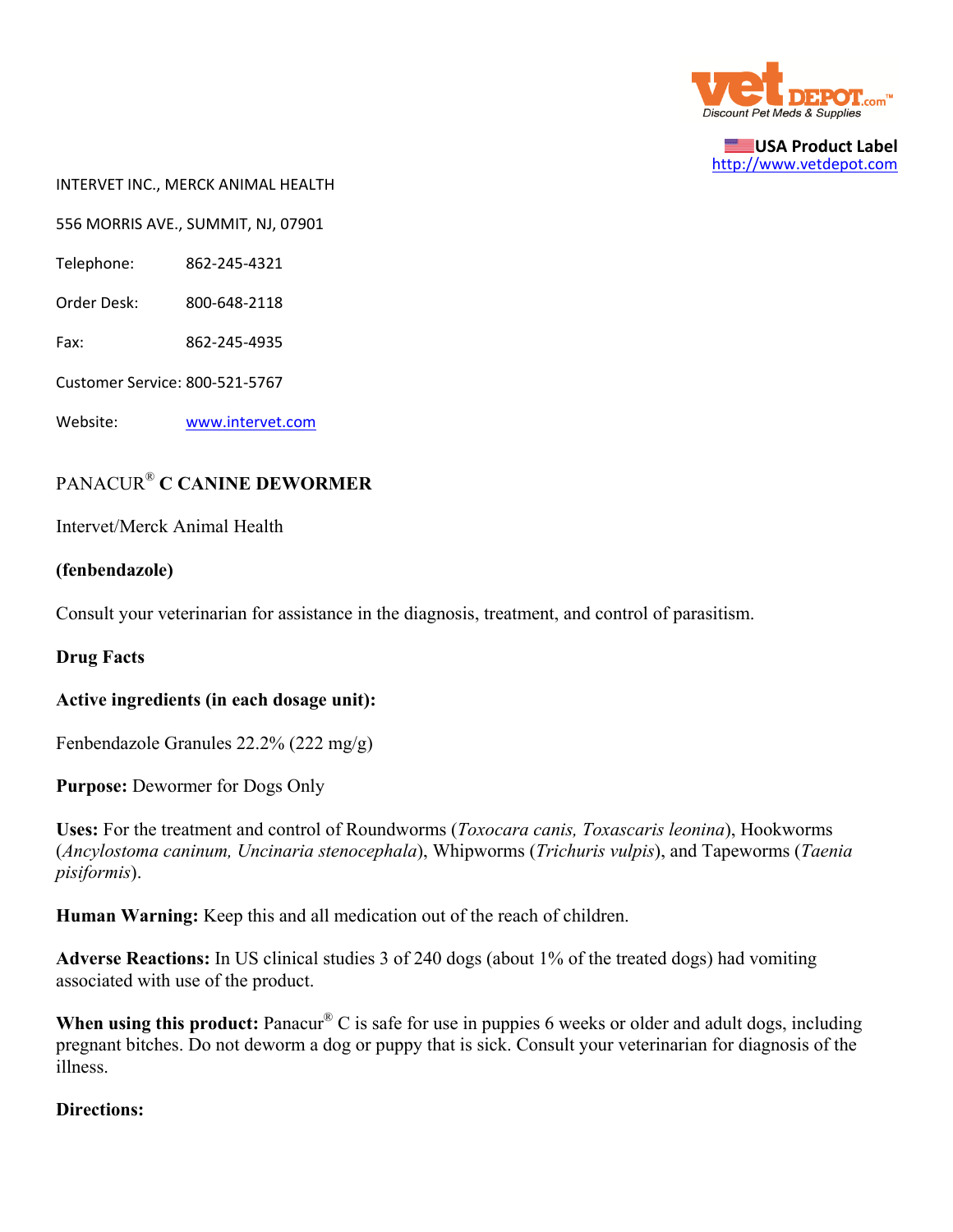USA Product Label
http://www.vetdepot.com

INTERVET INC., MERCK ANIMAL HEALTH

556 MORRIS AVE., SUMMIT, NJ, 07901

Telephone: 862-245-4321

Order Desk: 800-648-2118

Fax: 862-245-4935

Customer Service: 800-521-5767

Website: www.intervet.com

# PANACUR® C CANINE DEWORMER

Intervet/Merck Animal Health

**(fenbendazole)**

Consult your veterinarian for assistance in the diagnosis, treatment, and control of parasitism.

**Drug Facts**

**Active ingredients (in each dosage unit):**

Fenbendazole Granules 22.2% (222 mg/g)

**Purpose:** Dewormer for Dogs Only

**Uses:** For the treatment and control of Roundworms (*Toxocara canis, Toxascaris leonina*), Hookworms (*Ancylostoma caninum, Uncinaria stenocephala*), Whipworms (*Trichuris vulpis*), and Tapeworms (*Taenia pisiformis*).

**Human Warning:** Keep this and all medication out of the reach of children.

**Adverse Reactions:** In US clinical studies 3 of 240 dogs (about 1% of the treated dogs) had vomiting associated with use of the product.

**When using this product:** Panacur® C is safe for use in puppies 6 weeks or older and adult dogs, including pregnant bitches. Do not deworm a dog or puppy that is sick. Consult your veterinarian for diagnosis of the illness.

**Directions:**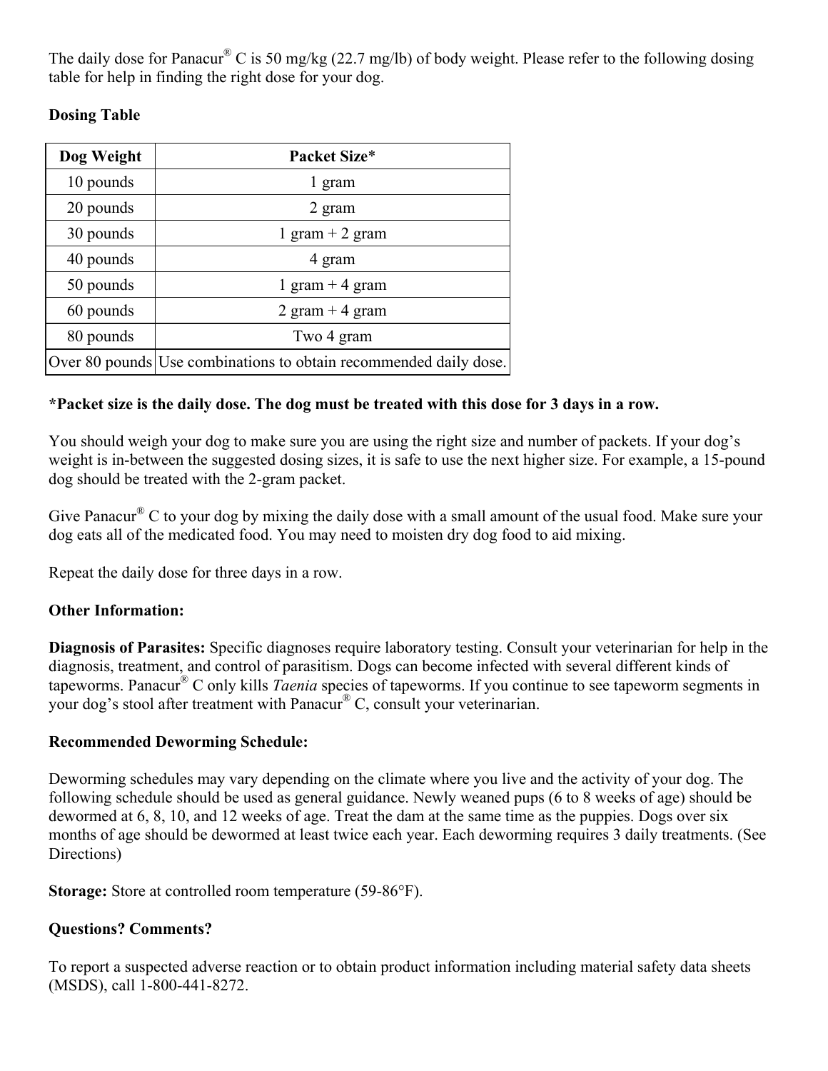The daily dose for Panacur® C is 50 mg/kg (22.7 mg/lb) of body weight. Please refer to the following dosing table for help in finding the right dose for your dog.

**Dosing Table**

| Dog Weight | Packet Size* |
| --- | --- |
| 10 pounds | 1 gram |
| 20 pounds | 2 gram |
| 30 pounds | 1 gram + 2 gram |
| 40 pounds | 4 gram |
| 50 pounds | 1 gram + 4 gram |
| 60 pounds | 2 gram + 4 gram |
| 80 pounds | Two 4 gram |
| Over 80 pounds | Use combinations to obtain recommended daily dose. |

***Packet size is the daily dose. The dog must be treated with this dose for 3 days in a row.**

You should weigh your dog to make sure you are using the right size and number of packets. If your dog's weight is in-between the suggested dosing sizes, it is safe to use the next higher size. For example, a 15-pound dog should be treated with the 2-gram packet.

Give Panacur® C to your dog by mixing the daily dose with a small amount of the usual food. Make sure your dog eats all of the medicated food. You may need to moisten dry dog food to aid mixing.

Repeat the daily dose for three days in a row.

**Other Information:**

**Diagnosis of Parasites:** Specific diagnoses require laboratory testing. Consult your veterinarian for help in the diagnosis, treatment, and control of parasitism. Dogs can become infected with several different kinds of tapeworms. Panacur® C only kills *Taenia* species of tapeworms. If you continue to see tapeworm segments in your dog's stool after treatment with Panacur® C, consult your veterinarian.

**Recommended Deworming Schedule:**

Deworming schedules may vary depending on the climate where you live and the activity of your dog. The following schedule should be used as general guidance. Newly weaned pups (6 to 8 weeks of age) should be dewormed at 6, 8, 10, and 12 weeks of age. Treat the dam at the same time as the puppies. Dogs over six months of age should be dewormed at least twice each year. Each deworming requires 3 daily treatments. (See Directions)

**Storage:** Store at controlled room temperature (59-86°F).

**Questions? Comments?**

To report a suspected adverse reaction or to obtain product information including material safety data sheets (MSDS), call 1-800-441-8272.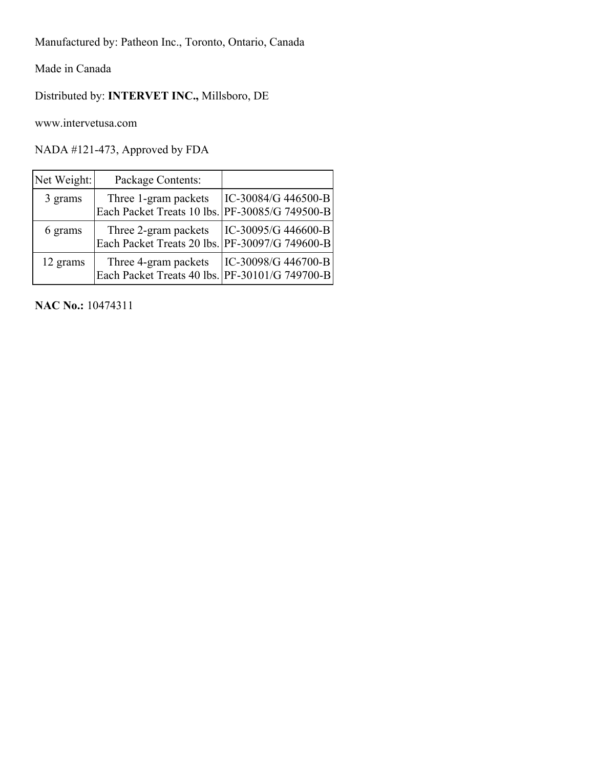Manufactured by: Patheon Inc., Toronto, Ontario, Canada

Made in Canada

Distributed by: **INTERVET INC.,** Millsboro, DE

www.intervetusa.com

NADA #121-473, Approved by FDA

| Net Weight: | Package Contents: | |
|---|---|---|
| 3 grams | Three 1-gram packets<br>Each Packet Treats 10 lbs. | IC-30084/G 446500-B<br>PF-30085/G 749500-B |
| 6 grams | Three 2-gram packets<br>Each Packet Treats 20 lbs. | IC-30095/G 446600-B<br>PF-30097/G 749600-B |
| 12 grams | Three 4-gram packets<br>Each Packet Treats 40 lbs. | IC-30098/G 446700-B<br>PF-30101/G 749700-B |

**NAC No.:** 10474311